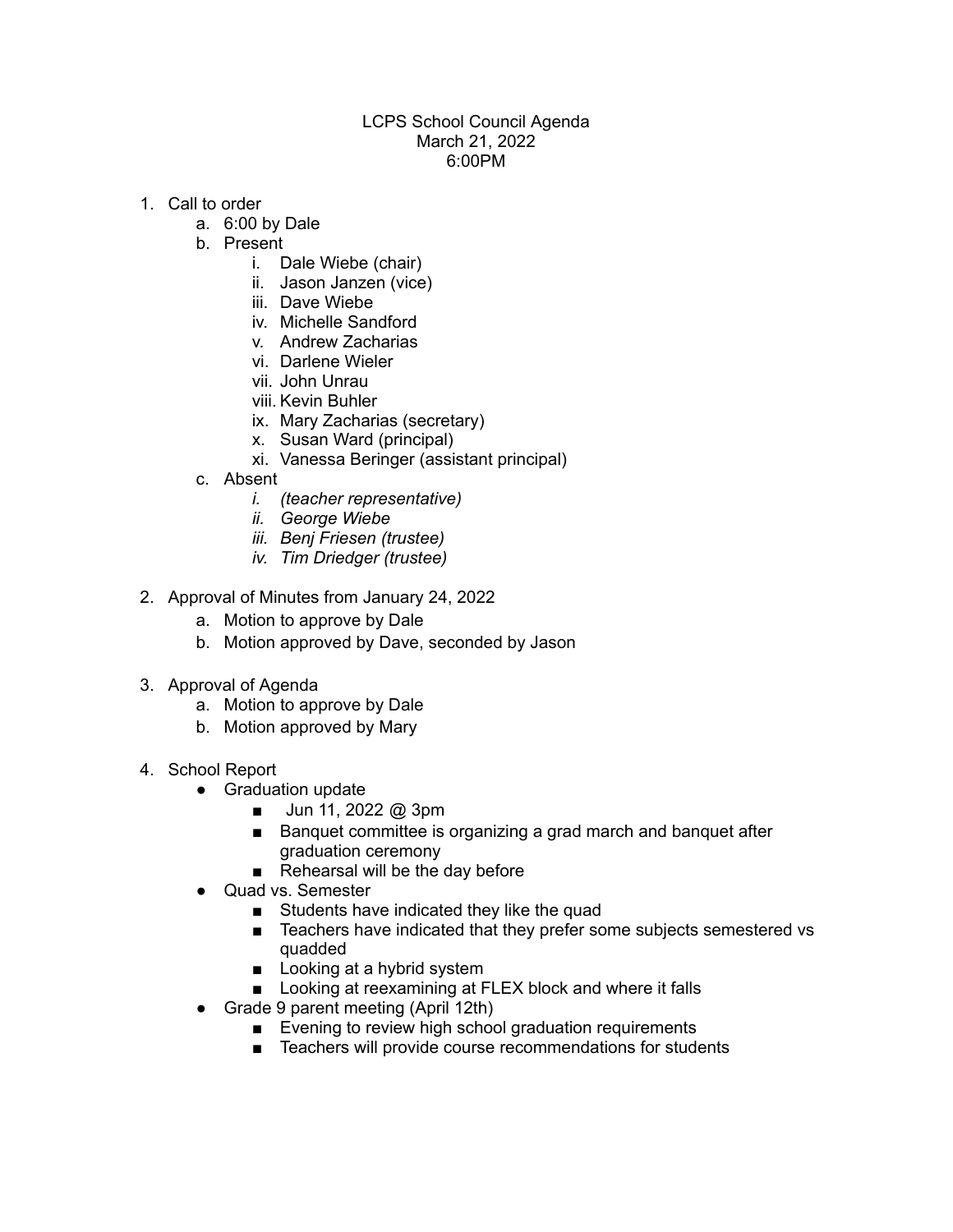LCPS School Council Agenda
March 21, 2022
6:00PM

1. Call to order
   a. 6:00 by Dale
   b. Present
      i. Dale Wiebe (chair)
      ii. Jason Janzen (vice)
      iii. Dave Wiebe
      iv. Michelle Sandford
      v. Andrew Zacharias
      vi. Darlene Wieler
      vii. John Unrau
      viii. Kevin Buhler
      ix. Mary Zacharias (secretary)
      x. Susan Ward (principal)
      xi. Vanessa Beringer (assistant principal)
   c. Absent
      i. *(teacher representative)*
      ii. *George Wiebe*
      iii. *Benj Friesen (trustee)*
      iv. *Tim Driedger (trustee)*

2. Approval of Minutes from January 24, 2022
   a. Motion to approve by Dale
   b. Motion approved by Dave, seconded by Jason

3. Approval of Agenda
   a. Motion to approve by Dale
   b. Motion approved by Mary

4. School Report
   - Graduation update
     - Jun 11, 2022 @ 3pm
     - Banquet committee is organizing a grad march and banquet after graduation ceremony
     - Rehearsal will be the day before
   - Quad vs. Semester
     - Students have indicated they like the quad
     - Teachers have indicated that they prefer some subjects semestered vs quadded
     - Looking at a hybrid system
     - Looking at reexamining at FLEX block and where it falls
   - Grade 9 parent meeting (April 12th)
     - Evening to review high school graduation requirements
     - Teachers will provide course recommendations for students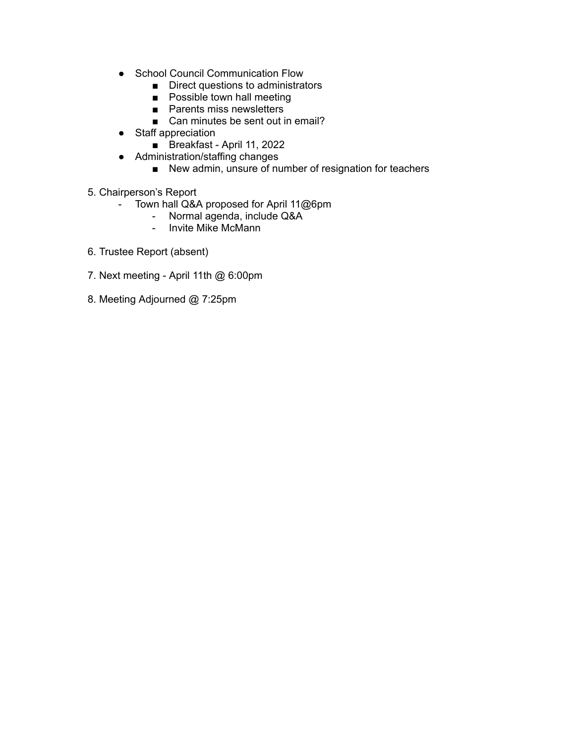- School Council Communication Flow
  - Direct questions to administrators
  - Possible town hall meeting
  - Parents miss newsletters
  - Can minutes be sent out in email?
- Staff appreciation
  - Breakfast - April 11, 2022
- Administration/staffing changes
  - New admin, unsure of number of resignation for teachers

5. Chairperson's Report
   - Town hall Q&A proposed for April 11@6pm
     - Normal agenda, include Q&A
     - Invite Mike McMann

6. Trustee Report (absent)

7. Next meeting - April 11th @ 6:00pm

8. Meeting Adjourned @ 7:25pm